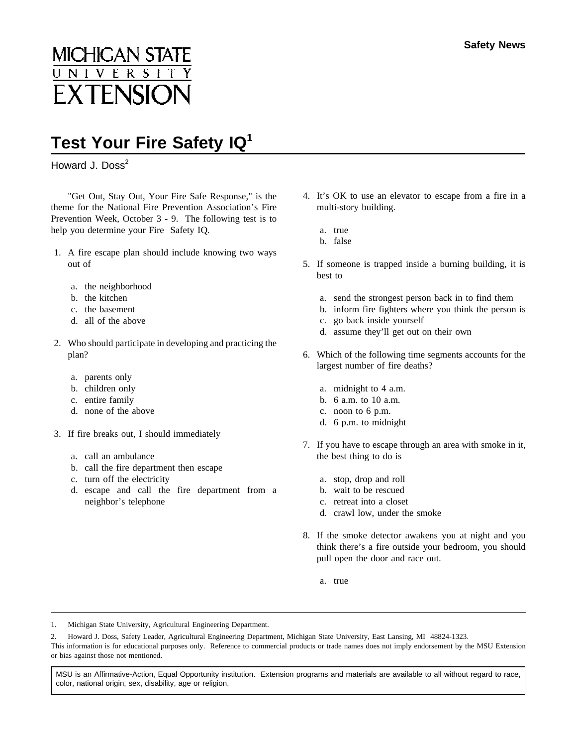MICHIGAN STATE UNIVERSITY EXTENSION

Safety News

# Test Your Fire Safety IQ[1]

Howard J. Doss[2]

"Get Out, Stay Out, Your Fire Safe Response," is the theme for the National Fire Prevention Association's Fire Prevention Week, October 3 - 9. The following test is to help you determine your Fire Safety IQ.

1. A fire escape plan should include knowing two ways out of

   a. the neighborhood
   b. the kitchen
   c. the basement
   d. all of the above

2. Who should participate in developing and practicing the plan?

   a. parents only
   b. children only
   c. entire family
   d. none of the above

3. If fire breaks out, I should immediately

   a. call an ambulance
   b. call the fire department then escape
   c. turn off the electricity
   d. escape and call the fire department from a neighbor's telephone

4. It's OK to use an elevator to escape from a fire in a multi-story building.

   a. true
   b. false

5. If someone is trapped inside a burning building, it is best to

   a. send the strongest person back in to find them
   b. inform fire fighters where you think the person is
   c. go back inside yourself
   d. assume they'll get out on their own

6. Which of the following time segments accounts for the largest number of fire deaths?

   a. midnight to 4 a.m.
   b. 6 a.m. to 10 a.m.
   c. noon to 6 p.m.
   d. 6 p.m. to midnight

7. If you have to escape through an area with smoke in it, the best thing to do is

   a. stop, drop and roll
   b. wait to be rescued
   c. retreat into a closet
   d. crawl low, under the smoke

8. If the smoke detector awakens you at night and you think there's a fire outside your bedroom, you should pull open the door and race out.

   a. true

---

1. Michigan State University, Agricultural Engineering Department.
2. Howard J. Doss, Safety Leader, Agricultural Engineering Department, Michigan State University, East Lansing, MI 48824-1323.

This information is for educational purposes only. Reference to commercial products or trade names does not imply endorsement by the MSU Extension or bias against those not mentioned.

MSU is an Affirmative-Action, Equal Opportunity institution. Extension programs and materials are available to all without regard to race, color, national origin, sex, disability, age or religion.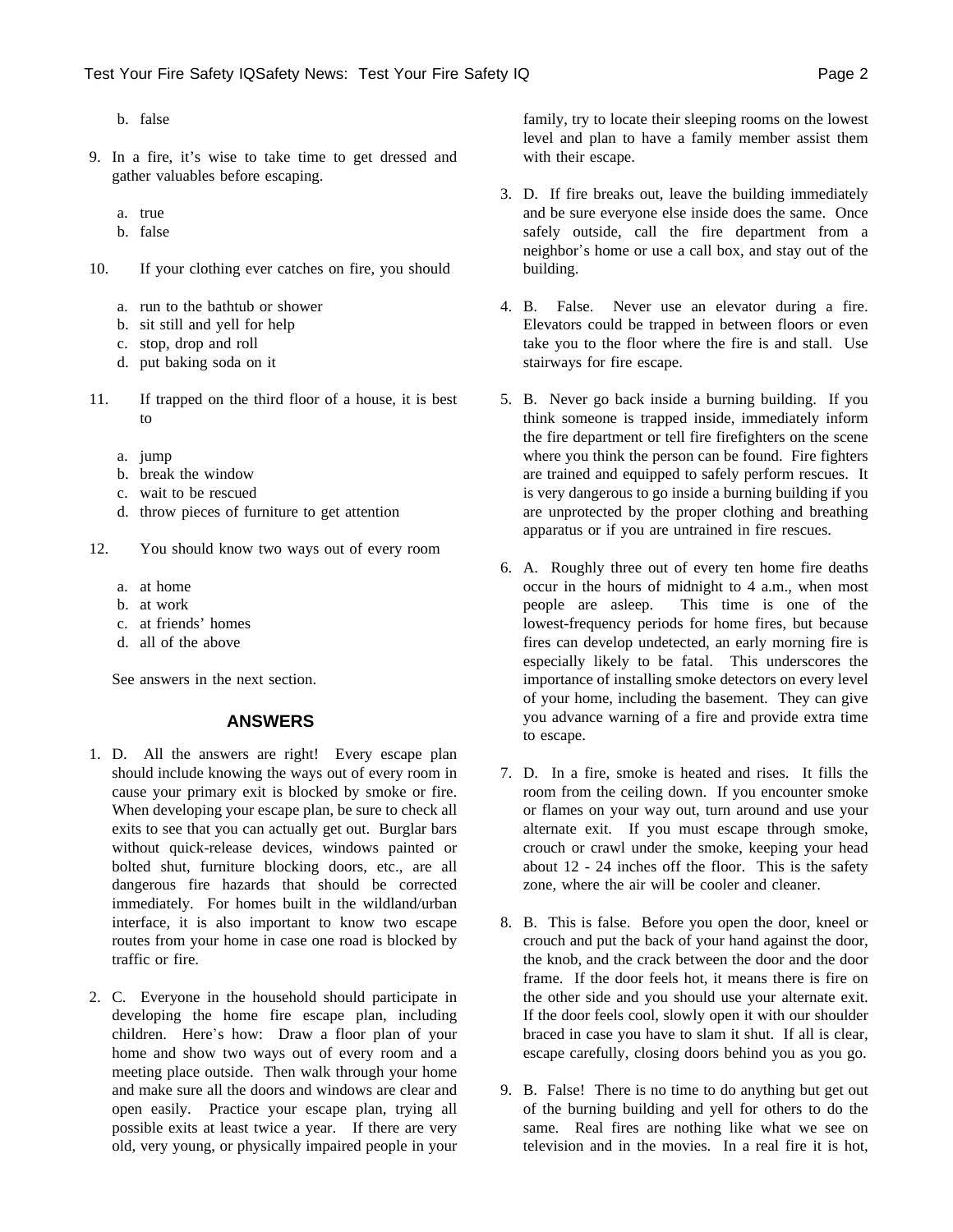b. false

9. In a fire, it's wise to take time to get dressed and gather valuables before escaping.

   a. true
   b. false

10. If your clothing ever catches on fire, you should

    a. run to the bathtub or shower
    b. sit still and yell for help
    c. stop, drop and roll
    d. put baking soda on it

11. If trapped on the third floor of a house, it is best to

    a. jump
    b. break the window
    c. wait to be rescued
    d. throw pieces of furniture to get attention

12. You should know two ways out of every room

    a. at home
    b. at work
    c. at friends' homes
    d. all of the above

See answers in the next section.

## ANSWERS

1. D. All the answers are right! Every escape plan should include knowing the ways out of every room in cause your primary exit is blocked by smoke or fire. When developing your escape plan, be sure to check all exits to see that you can actually get out. Burglar bars without quick-release devices, windows painted or bolted shut, furniture blocking doors, etc., are all dangerous fire hazards that should be corrected immediately. For homes built in the wildland/urban interface, it is also important to know two escape routes from your home in case one road is blocked by traffic or fire.

2. C. Everyone in the household should participate in developing the home fire escape plan, including children. Here's how: Draw a floor plan of your home and show two ways out of every room and a meeting place outside. Then walk through your home and make sure all the doors and windows are clear and open easily. Practice your escape plan, trying all possible exits at least twice a year. If there are very old, very young, or physically impaired people in your family, try to locate their sleeping rooms on the lowest level and plan to have a family member assist them with their escape.

3. D. If fire breaks out, leave the building immediately and be sure everyone else inside does the same. Once safely outside, call the fire department from a neighbor's home or use a call box, and stay out of the building.

4. B. False. Never use an elevator during a fire. Elevators could be trapped in between floors or even take you to the floor where the fire is and stall. Use stairways for fire escape.

5. B. Never go back inside a burning building. If you think someone is trapped inside, immediately inform the fire department or tell fire firefighters on the scene where you think the person can be found. Fire fighters are trained and equipped to safely perform rescues. It is very dangerous to go inside a burning building if you are unprotected by the proper clothing and breathing apparatus or if you are untrained in fire rescues.

6. A. Roughly three out of every ten home fire deaths occur in the hours of midnight to 4 a.m., when most people are asleep. This time is one of the lowest-frequency periods for home fires, but because fires can develop undetected, an early morning fire is especially likely to be fatal. This underscores the importance of installing smoke detectors on every level of your home, including the basement. They can give you advance warning of a fire and provide extra time to escape.

7. D. In a fire, smoke is heated and rises. It fills the room from the ceiling down. If you encounter smoke or flames on your way out, turn around and use your alternate exit. If you must escape through smoke, crouch or crawl under the smoke, keeping your head about 12 - 24 inches off the floor. This is the safety zone, where the air will be cooler and cleaner.

8. B. This is false. Before you open the door, kneel or crouch and put the back of your hand against the door, the knob, and the crack between the door and the door frame. If the door feels hot, it means there is fire on the other side and you should use your alternate exit. If the door feels cool, slowly open it with our shoulder braced in case you have to slam it shut. If all is clear, escape carefully, closing doors behind you as you go.

9. B. False! There is no time to do anything but get out of the burning building and yell for others to do the same. Real fires are nothing like what we see on television and in the movies. In a real fire it is hot,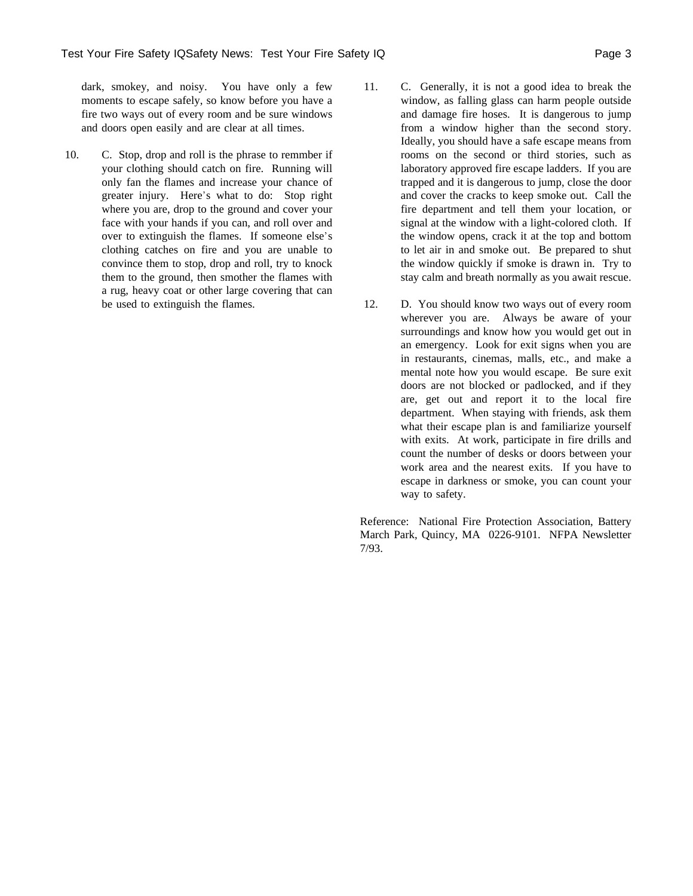dark, smokey, and noisy. You have only a few moments to escape safely, so know before you have a fire two ways out of every room and be sure windows and doors open easily and are clear at all times.

10. C. Stop, drop and roll is the phrase to remmber if your clothing should catch on fire. Running will only fan the flames and increase your chance of greater injury. Here's what to do: Stop right where you are, drop to the ground and cover your face with your hands if you can, and roll over and over to extinguish the flames. If someone else's clothing catches on fire and you are unable to convince them to stop, drop and roll, try to knock them to the ground, then smother the flames with a rug, heavy coat or other large covering that can be used to extinguish the flames.

11. C. Generally, it is not a good idea to break the window, as falling glass can harm people outside and damage fire hoses. It is dangerous to jump from a window higher than the second story. Ideally, you should have a safe escape means from rooms on the second or third stories, such as laboratory approved fire escape ladders. If you are trapped and it is dangerous to jump, close the door and cover the cracks to keep smoke out. Call the fire department and tell them your location, or signal at the window with a light-colored cloth. If the window opens, crack it at the top and bottom to let air in and smoke out. Be prepared to shut the window quickly if smoke is drawn in. Try to stay calm and breath normally as you await rescue.

12. D. You should know two ways out of every room wherever you are. Always be aware of your surroundings and know how you would get out in an emergency. Look for exit signs when you are in restaurants, cinemas, malls, etc., and make a mental note how you would escape. Be sure exit doors are not blocked or padlocked, and if they are, get out and report it to the local fire department. When staying with friends, ask them what their escape plan is and familiarize yourself with exits. At work, participate in fire drills and count the number of desks or doors between your work area and the nearest exits. If you have to escape in darkness or smoke, you can count your way to safety.

Reference: National Fire Protection Association, Battery March Park, Quincy, MA 0226-9101. NFPA Newsletter 7/93.